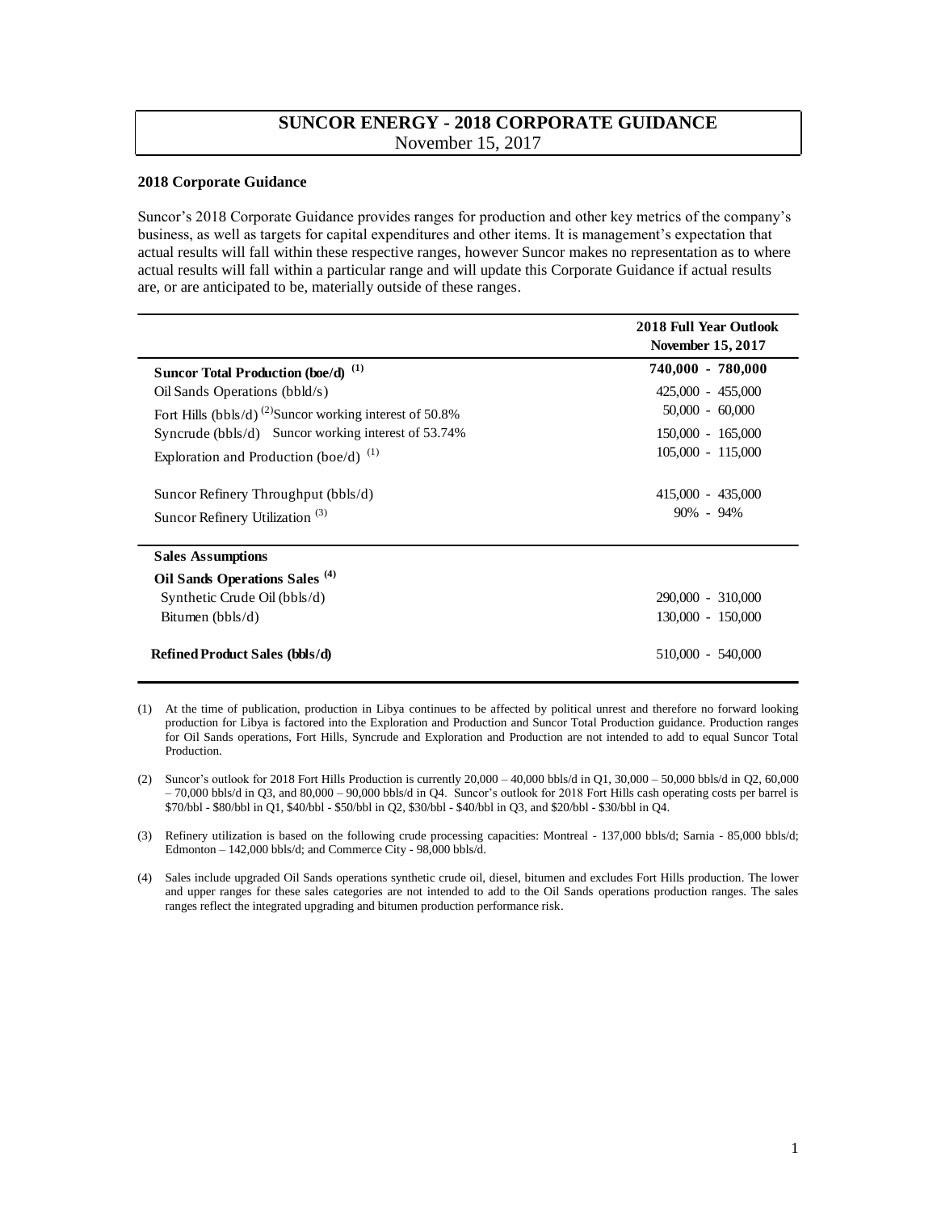# SUNCOR ENERGY - 2018 CORPORATE GUIDANCE

November 15, 2017

## 2018 Corporate Guidance

Suncor's 2018 Corporate Guidance provides ranges for production and other key metrics of the company's business, as well as targets for capital expenditures and other items. It is management's expectation that actual results will fall within these respective ranges, however Suncor makes no representation as to where actual results will fall within a particular range and will update this Corporate Guidance if actual results are, or are anticipated to be, materially outside of these ranges.

| | 2018 Full Year Outlook November 15, 2017 |
|---|---|
| **Suncor Total Production (boe/d) (1)** | **740,000 - 780,000** |
| Oil Sands Operations (bbld/s) | 425,000 - 455,000 |
| Fort Hills (bbls/d) (2) Suncor working interest of 50.8% | 50,000 - 60,000 |
| Syncrude (bbls/d) Suncor working interest of 53.74% | 150,000 - 165,000 |
| Exploration and Production (boe/d) (1) | 105,000 - 115,000 |
| Suncor Refinery Throughput (bbls/d) | 415,000 - 435,000 |
| Suncor Refinery Utilization (3) | 90% - 94% |
| **Sales Assumptions** | |
| **Oil Sands Operations Sales (4)** | |
| Synthetic Crude Oil (bbls/d) | 290,000 - 310,000 |
| Bitumen (bbls/d) | 130,000 - 150,000 |
| **Refined Product Sales (bbls/d)** | 510,000 - 540,000 |

(1) At the time of publication, production in Libya continues to be affected by political unrest and therefore no forward looking production for Libya is factored into the Exploration and Production and Suncor Total Production guidance. Production ranges for Oil Sands operations, Fort Hills, Syncrude and Exploration and Production are not intended to add to equal Suncor Total Production.

(2) Suncor's outlook for 2018 Fort Hills Production is currently 20,000 – 40,000 bbls/d in Q1, 30,000 – 50,000 bbls/d in Q2, 60,000 – 70,000 bbls/d in Q3, and 80,000 – 90,000 bbls/d in Q4. Suncor's outlook for 2018 Fort Hills cash operating costs per barrel is $70/bbl - $80/bbl in Q1, $40/bbl - $50/bbl in Q2, $30/bbl - $40/bbl in Q3, and $20/bbl - $30/bbl in Q4.

(3) Refinery utilization is based on the following crude processing capacities: Montreal - 137,000 bbls/d; Sarnia - 85,000 bbls/d; Edmonton – 142,000 bbls/d; and Commerce City - 98,000 bbls/d.

(4) Sales include upgraded Oil Sands operations synthetic crude oil, diesel, bitumen and excludes Fort Hills production. The lower and upper ranges for these sales categories are not intended to add to the Oil Sands operations production ranges. The sales ranges reflect the integrated upgrading and bitumen production performance risk.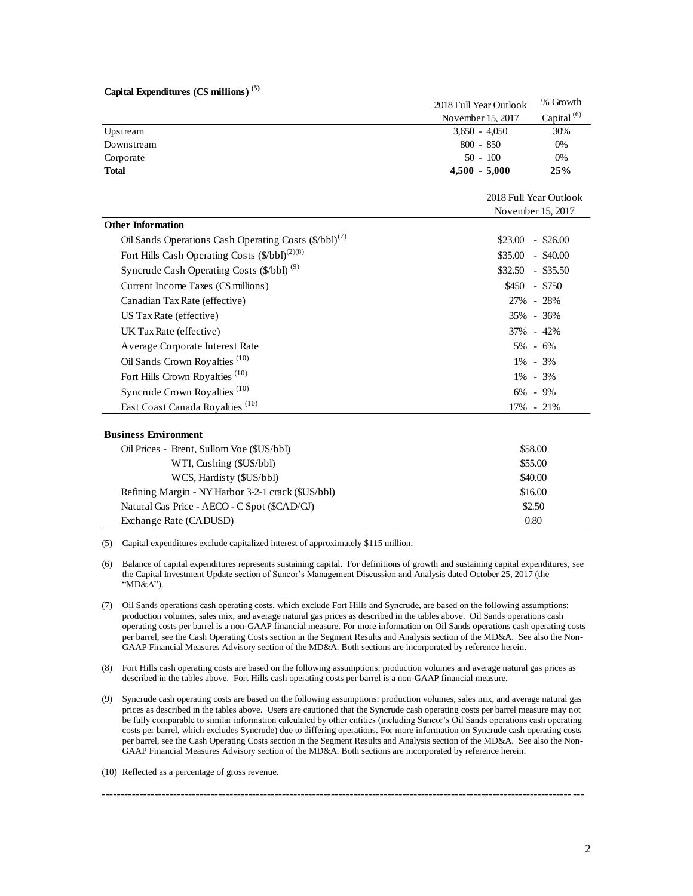**Capital Expenditures (C$ millions)** [5]

| | 2018 Full Year Outlook November 15, 2017 | % Growth Capital [6] |
|---|---|---|
| Upstream | 3,650 - 4,050 | 30% |
| Downstream | 800 - 850 | 0% |
| Corporate | 50 - 100 | 0% |
| **Total** | **4,500 - 5,000** | **25%** |

| | 2018 Full Year Outlook November 15, 2017 |
|---|---|
| **Other Information** | |
| Oil Sands Operations Cash Operating Costs ($/bbl)[7] | $23.00 - $26.00 |
| Fort Hills Cash Operating Costs ($/bbl)[2][8] | $35.00 - $40.00 |
| Syncrude Cash Operating Costs ($/bbl) [9] | $32.50 - $35.50 |
| Current Income Taxes (C$ millions) | $450 - $750 |
| Canadian Tax Rate (effective) | 27% - 28% |
| US Tax Rate (effective) | 35% - 36% |
| UK Tax Rate (effective) | 37% - 42% |
| Average Corporate Interest Rate | 5% - 6% |
| Oil Sands Crown Royalties [10] | 1% - 3% |
| Fort Hills Crown Royalties [10] | 1% - 3% |
| Syncrude Crown Royalties [10] | 6% - 9% |
| East Coast Canada Royalties [10] | 17% - 21% |

| **Business Environment** | |
|---|---|
| Oil Prices - Brent, Sullom Voe ($US/bbl) | $58.00 |
| WTI, Cushing ($US/bbl) | $55.00 |
| WCS, Hardisty ($US/bbl) | $40.00 |
| Refining Margin - NY Harbor 3-2-1 crack ($US/bbl) | $16.00 |
| Natural Gas Price - AECO - C Spot ($CAD/GJ) | $2.50 |
| Exchange Rate (CADUSD) | 0.80 |

(5) Capital expenditures exclude capitalized interest of approximately $115 million.

(6) Balance of capital expenditures represents sustaining capital. For definitions of growth and sustaining capital expenditures, see the Capital Investment Update section of Suncor's Management Discussion and Analysis dated October 25, 2017 (the "MD&A").

(7) Oil Sands operations cash operating costs, which exclude Fort Hills and Syncrude, are based on the following assumptions: production volumes, sales mix, and average natural gas prices as described in the tables above. Oil Sands operations cash operating costs per barrel is a non-GAAP financial measure. For more information on Oil Sands operations cash operating costs per barrel, see the Cash Operating Costs section in the Segment Results and Analysis section of the MD&A. See also the Non-GAAP Financial Measures Advisory section of the MD&A. Both sections are incorporated by reference herein.

(8) Fort Hills cash operating costs are based on the following assumptions: production volumes and average natural gas prices as described in the tables above. Fort Hills cash operating costs per barrel is a non-GAAP financial measure.

(9) Syncrude cash operating costs are based on the following assumptions: production volumes, sales mix, and average natural gas prices as described in the tables above. Users are cautioned that the Syncrude cash operating costs per barrel measure may not be fully comparable to similar information calculated by other entities (including Suncor's Oil Sands operations cash operating costs per barrel, which excludes Syncrude) due to differing operations. For more information on Syncrude cash operating costs per barrel, see the Cash Operating Costs section in the Segment Results and Analysis section of the MD&A. See also the Non-GAAP Financial Measures Advisory section of the MD&A. Both sections are incorporated by reference herein.

(10) Reflected as a percentage of gross revenue.

---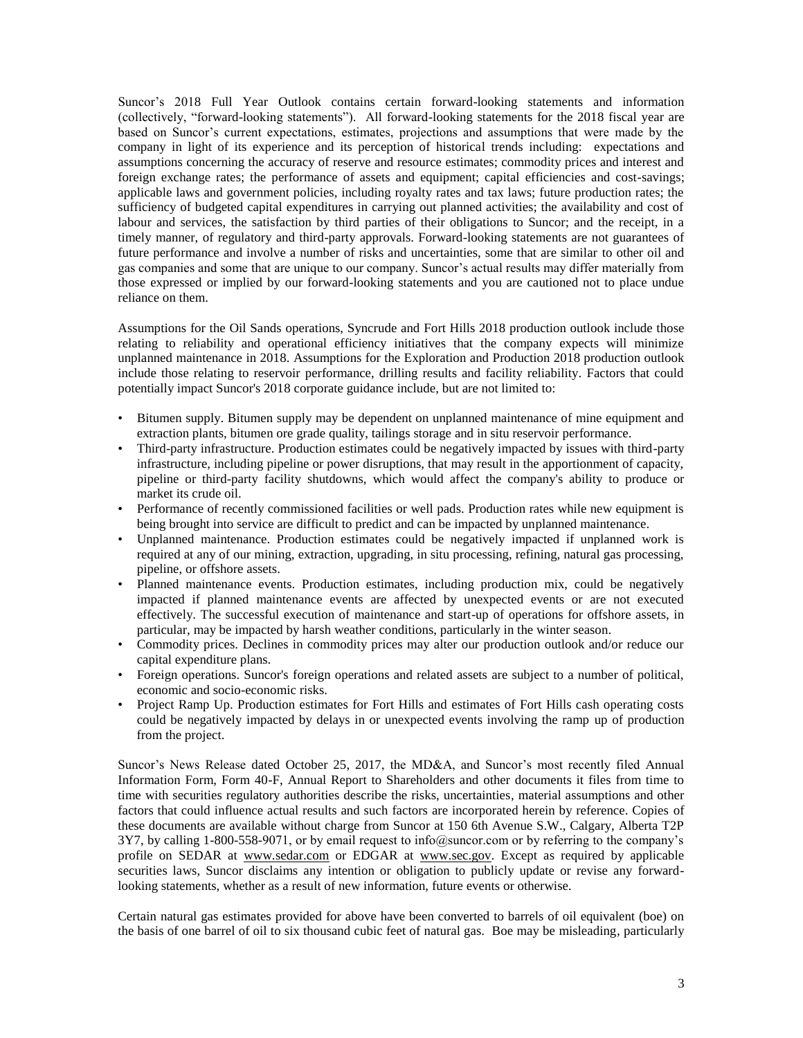Suncor's 2018 Full Year Outlook contains certain forward-looking statements and information (collectively, "forward-looking statements"). All forward-looking statements for the 2018 fiscal year are based on Suncor's current expectations, estimates, projections and assumptions that were made by the company in light of its experience and its perception of historical trends including: expectations and assumptions concerning the accuracy of reserve and resource estimates; commodity prices and interest and foreign exchange rates; the performance of assets and equipment; capital efficiencies and cost-savings; applicable laws and government policies, including royalty rates and tax laws; future production rates; the sufficiency of budgeted capital expenditures in carrying out planned activities; the availability and cost of labour and services, the satisfaction by third parties of their obligations to Suncor; and the receipt, in a timely manner, of regulatory and third-party approvals. Forward-looking statements are not guarantees of future performance and involve a number of risks and uncertainties, some that are similar to other oil and gas companies and some that are unique to our company. Suncor's actual results may differ materially from those expressed or implied by our forward-looking statements and you are cautioned not to place undue reliance on them.

Assumptions for the Oil Sands operations, Syncrude and Fort Hills 2018 production outlook include those relating to reliability and operational efficiency initiatives that the company expects will minimize unplanned maintenance in 2018. Assumptions for the Exploration and Production 2018 production outlook include those relating to reservoir performance, drilling results and facility reliability. Factors that could potentially impact Suncor's 2018 corporate guidance include, but are not limited to:

- Bitumen supply. Bitumen supply may be dependent on unplanned maintenance of mine equipment and extraction plants, bitumen ore grade quality, tailings storage and in situ reservoir performance.
- Third-party infrastructure. Production estimates could be negatively impacted by issues with third-party infrastructure, including pipeline or power disruptions, that may result in the apportionment of capacity, pipeline or third-party facility shutdowns, which would affect the company's ability to produce or market its crude oil.
- Performance of recently commissioned facilities or well pads. Production rates while new equipment is being brought into service are difficult to predict and can be impacted by unplanned maintenance.
- Unplanned maintenance. Production estimates could be negatively impacted if unplanned work is required at any of our mining, extraction, upgrading, in situ processing, refining, natural gas processing, pipeline, or offshore assets.
- Planned maintenance events. Production estimates, including production mix, could be negatively impacted if planned maintenance events are affected by unexpected events or are not executed effectively. The successful execution of maintenance and start-up of operations for offshore assets, in particular, may be impacted by harsh weather conditions, particularly in the winter season.
- Commodity prices. Declines in commodity prices may alter our production outlook and/or reduce our capital expenditure plans.
- Foreign operations. Suncor's foreign operations and related assets are subject to a number of political, economic and socio-economic risks.
- Project Ramp Up. Production estimates for Fort Hills and estimates of Fort Hills cash operating costs could be negatively impacted by delays in or unexpected events involving the ramp up of production from the project.

Suncor's News Release dated October 25, 2017, the MD&A, and Suncor's most recently filed Annual Information Form, Form 40-F, Annual Report to Shareholders and other documents it files from time to time with securities regulatory authorities describe the risks, uncertainties, material assumptions and other factors that could influence actual results and such factors are incorporated herein by reference. Copies of these documents are available without charge from Suncor at 150 6th Avenue S.W., Calgary, Alberta T2P 3Y7, by calling 1-800-558-9071, or by email request to info@suncor.com or by referring to the company's profile on SEDAR at www.sedar.com or EDGAR at www.sec.gov. Except as required by applicable securities laws, Suncor disclaims any intention or obligation to publicly update or revise any forward-looking statements, whether as a result of new information, future events or otherwise.

Certain natural gas estimates provided for above have been converted to barrels of oil equivalent (boe) on the basis of one barrel of oil to six thousand cubic feet of natural gas. Boe may be misleading, particularly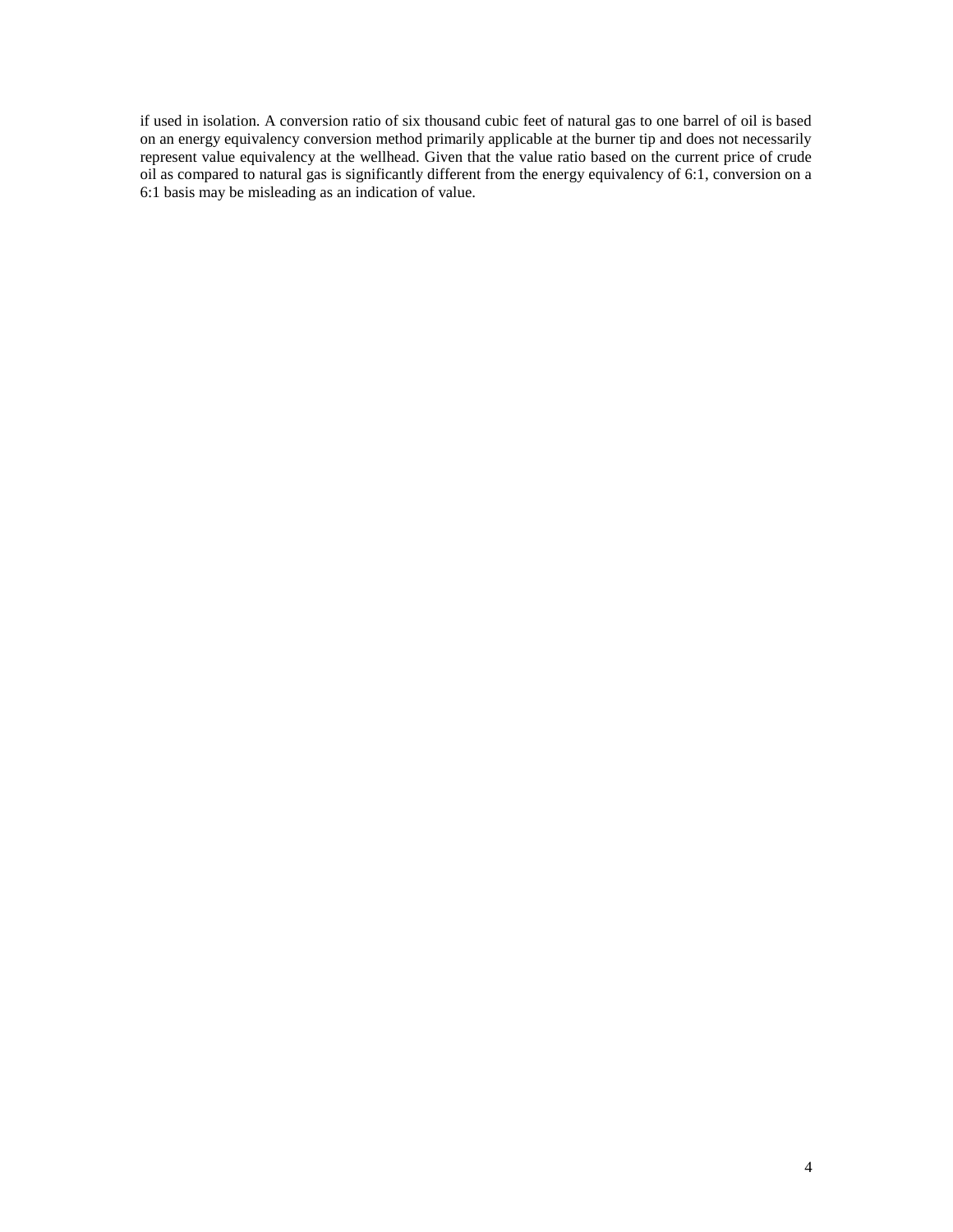if used in isolation. A conversion ratio of six thousand cubic feet of natural gas to one barrel of oil is based on an energy equivalency conversion method primarily applicable at the burner tip and does not necessarily represent value equivalency at the wellhead. Given that the value ratio based on the current price of crude oil as compared to natural gas is significantly different from the energy equivalency of 6:1, conversion on a 6:1 basis may be misleading as an indication of value.